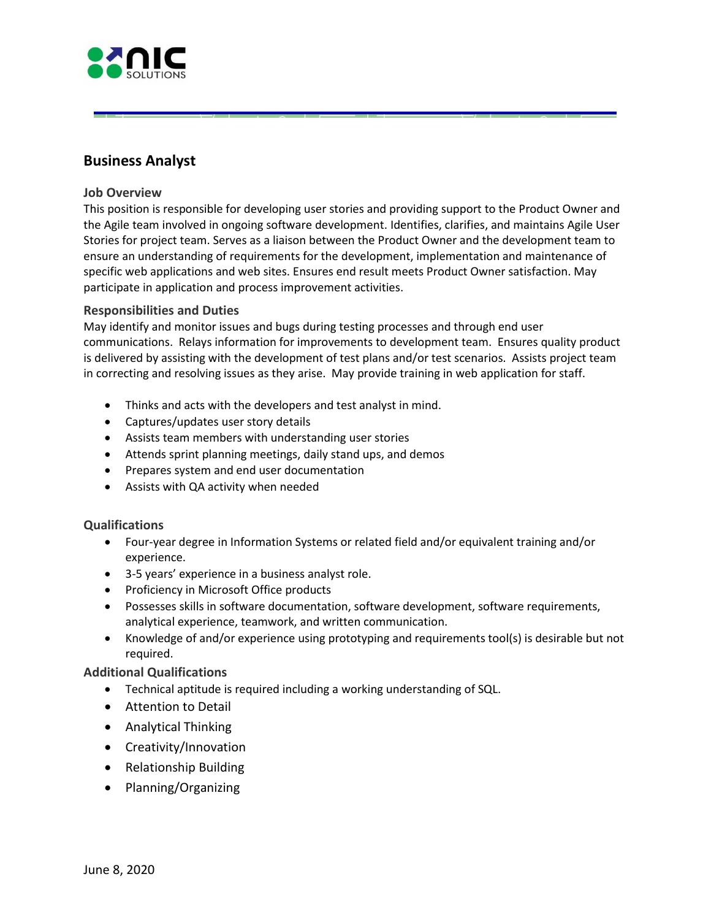# Business Analyst

### Job Overview

This position is responsible for developing user stories and providing support to the Product Owner and the Agile team involved in ongoing software development. Identifies, clarifies, and maintains Agile User Stories for project team. Serves as a liaison between the Product Owner and the development team to ensure an understanding of requirements for the development, implementation and maintenance of specific web applications and web sites. Ensures end result meets Product Owner satisfaction. May participate in application and process improvement activities.

### Responsibilities and Duties

May identify and monitor issues and bugs during testing processes and through end user communications. Relays information for improvements to development team. Ensures quality product is delivered by assisting with the development of test plans and/or test scenarios. Assists project team in correcting and resolving issues as they arise. May provide training in web application for staff.

- Thinks and acts with the developers and test analyst in mind.
- Captures/updates user story details
- Assists team members with understanding user stories
- Attends sprint planning meetings, daily stand ups, and demos
- Prepares system and end user documentation
- Assists with QA activity when needed

### Qualifications

- Four-year degree in Information Systems or related field and/or equivalent training and/or experience.
- 3-5 years' experience in a business analyst role.
- Proficiency in Microsoft Office products
- Possesses skills in software documentation, software development, software requirements, analytical experience, teamwork, and written communication.
- Knowledge of and/or experience using prototyping and requirements tool(s) is desirable but not required.

### Additional Qualifications

- Technical aptitude is required including a working understanding of SQL.
- Attention to Detail
- Analytical Thinking
- Creativity/Innovation
- Relationship Building
- Planning/Organizing

June 8, 2020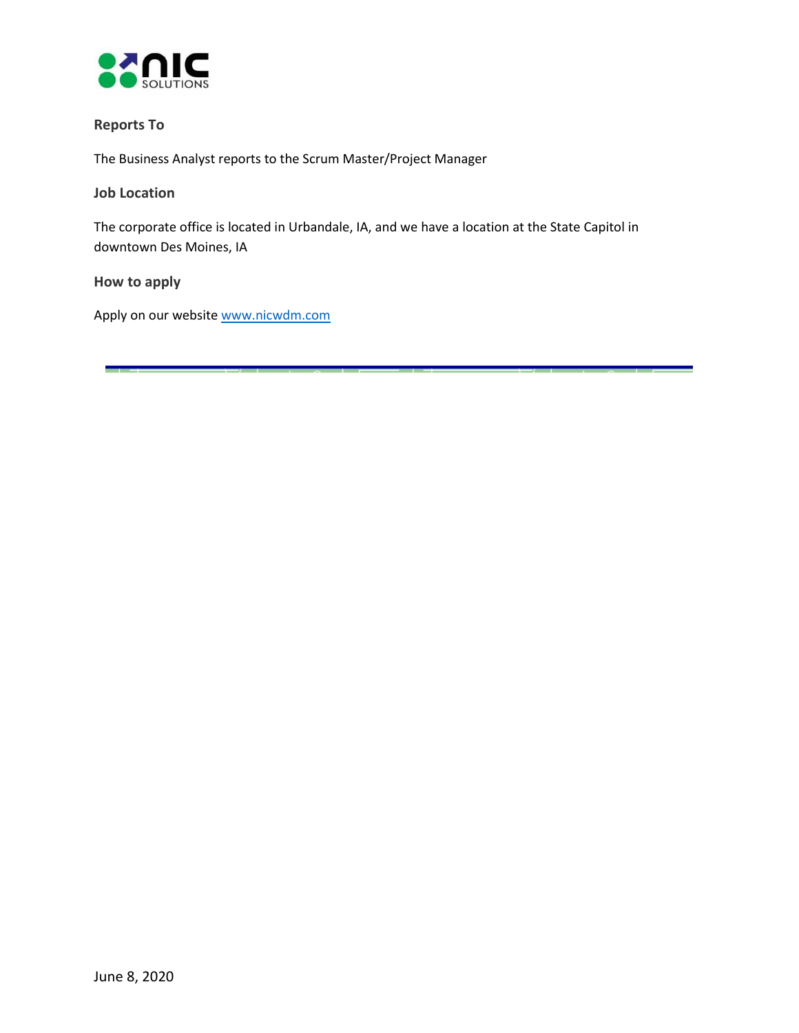### Reports To

The Business Analyst reports to the Scrum Master/Project Manager

### Job Location

The corporate office is located in Urbandale, IA, and we have a location at the State Capitol in downtown Des Moines, IA

### How to apply

Apply on our website [www.nicwdm.com](http://www.nicwdm.com)

June 8, 2020